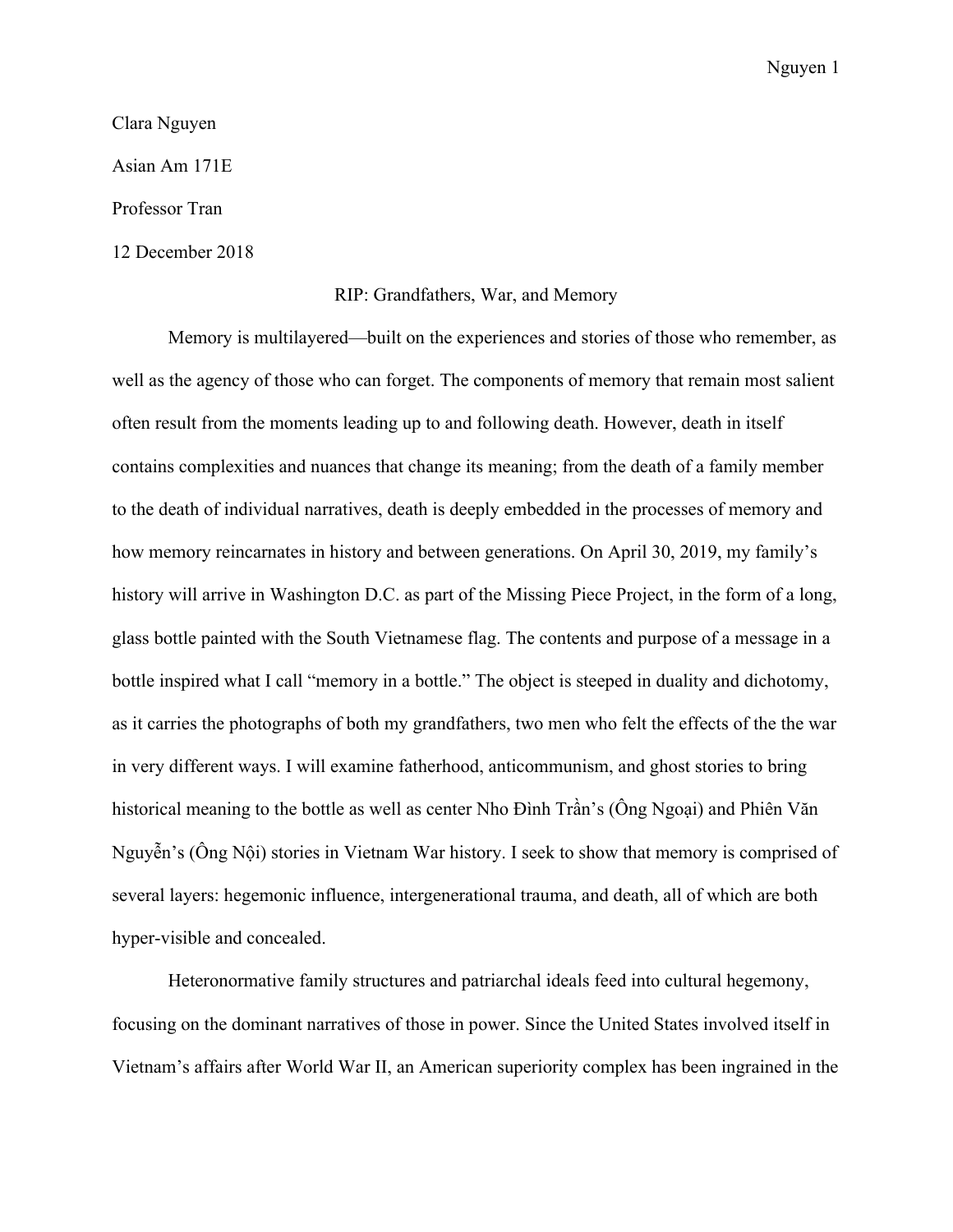Clara Nguyen

Asian Am 171E

Professor Tran

12 December 2018

# RIP: Grandfathers, War, and Memory

Memory is multilayered—built on the experiences and stories of those who remember, as well as the agency of those who can forget. The components of memory that remain most salient often result from the moments leading up to and following death. However, death in itself contains complexities and nuances that change its meaning; from the death of a family member to the death of individual narratives, death is deeply embedded in the processes of memory and how memory reincarnates in history and between generations. On April 30, 2019, my family's history will arrive in Washington D.C. as part of the Missing Piece Project, in the form of a long, glass bottle painted with the South Vietnamese flag. The contents and purpose of a message in a bottle inspired what I call "memory in a bottle." The object is steeped in duality and dichotomy, as it carries the photographs of both my grandfathers, two men who felt the effects of the the war in very different ways. I will examine fatherhood, anticommunism, and ghost stories to bring historical meaning to the bottle as well as center Nho Đình Trần's (Ông Ngoại) and Phiên Văn Nguyễn's (Ông Nội) stories in Vietnam War history. I seek to show that memory is comprised of several layers: hegemonic influence, intergenerational trauma, and death, all of which are both hyper-visible and concealed.

Heteronormative family structures and patriarchal ideals feed into cultural hegemony, focusing on the dominant narratives of those in power. Since the United States involved itself in Vietnam's affairs after World War II, an American superiority complex has been ingrained in the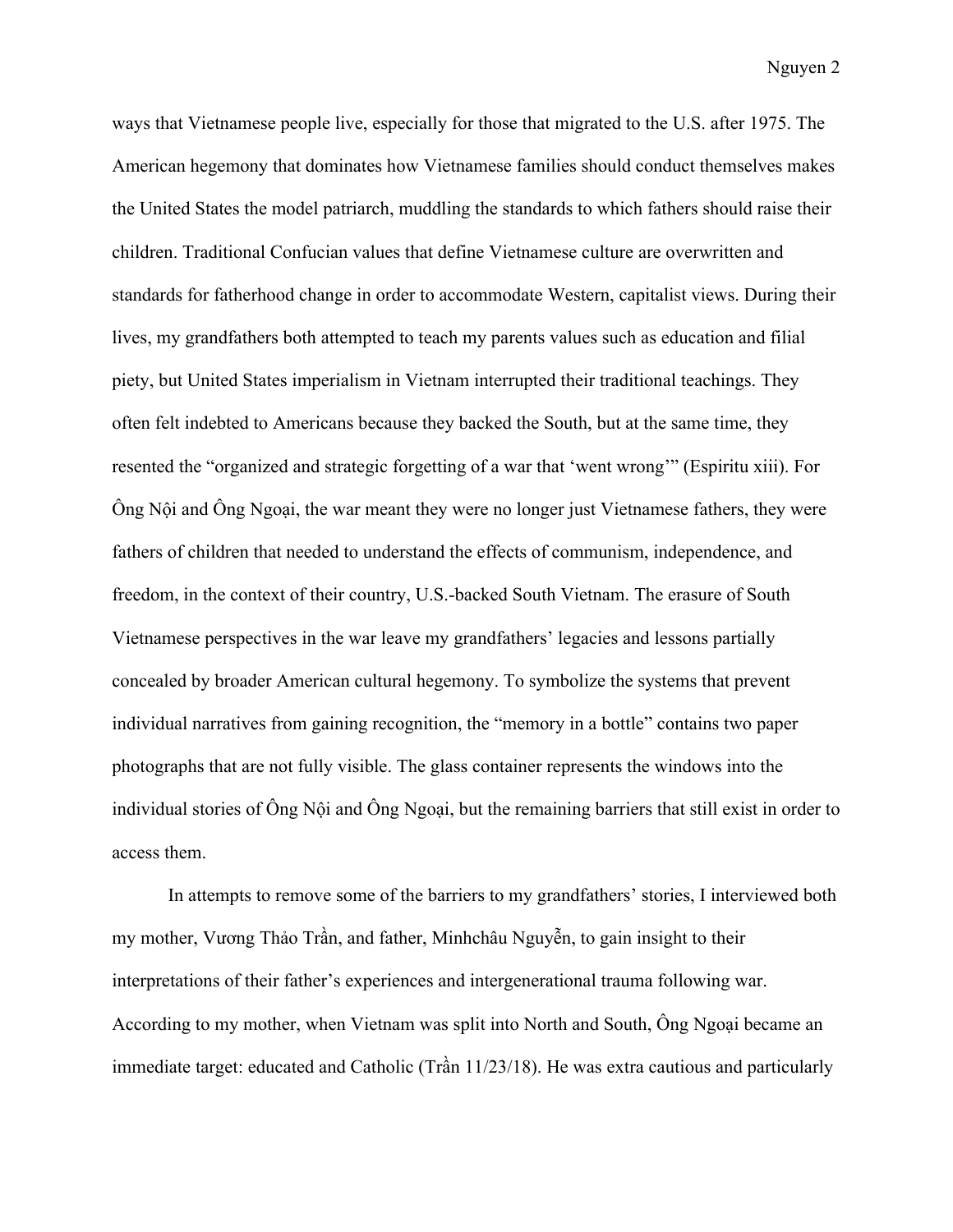ways that Vietnamese people live, especially for those that migrated to the U.S. after 1975. The American hegemony that dominates how Vietnamese families should conduct themselves makes the United States the model patriarch, muddling the standards to which fathers should raise their children. Traditional Confucian values that define Vietnamese culture are overwritten and standards for fatherhood change in order to accommodate Western, capitalist views. During their lives, my grandfathers both attempted to teach my parents values such as education and filial piety, but United States imperialism in Vietnam interrupted their traditional teachings. They often felt indebted to Americans because they backed the South, but at the same time, they resented the "organized and strategic forgetting of a war that 'went wrong'" (Espiritu xiii). For Ông Nội and Ông Ngoại, the war meant they were no longer just Vietnamese fathers, they were fathers of children that needed to understand the effects of communism, independence, and freedom, in the context of their country, U.S.-backed South Vietnam. The erasure of South Vietnamese perspectives in the war leave my grandfathers' legacies and lessons partially concealed by broader American cultural hegemony. To symbolize the systems that prevent individual narratives from gaining recognition, the "memory in a bottle" contains two paper photographs that are not fully visible. The glass container represents the windows into the individual stories of Ông Nội and Ông Ngoại, but the remaining barriers that still exist in order to access them.

In attempts to remove some of the barriers to my grandfathers' stories, I interviewed both my mother, Vương Thảo Trần, and father, Minhchâu Nguyễn, to gain insight to their interpretations of their father's experiences and intergenerational trauma following war. According to my mother, when Vietnam was split into North and South, Ông Ngoại became an immediate target: educated and Catholic (Trần 11/23/18). He was extra cautious and particularly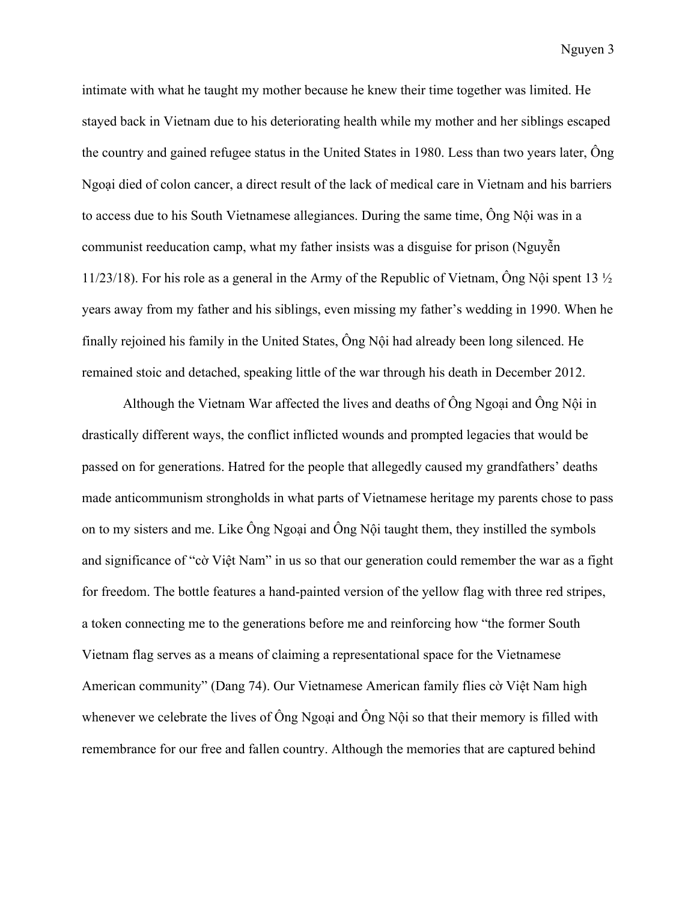intimate with what he taught my mother because he knew their time together was limited. He stayed back in Vietnam due to his deteriorating health while my mother and her siblings escaped the country and gained refugee status in the United States in 1980. Less than two years later, Ông Ngoại died of colon cancer, a direct result of the lack of medical care in Vietnam and his barriers to access due to his South Vietnamese allegiances. During the same time, Ông Nội was in a communist reeducation camp, what my father insists was a disguise for prison (Nguyễn 11/23/18). For his role as a general in the Army of the Republic of Vietnam, Ông Nội spent 13 ½ years away from my father and his siblings, even missing my father's wedding in 1990. When he finally rejoined his family in the United States, Ông Nội had already been long silenced. He remained stoic and detached, speaking little of the war through his death in December 2012.

Although the Vietnam War affected the lives and deaths of Ông Ngoại and Ông Nội in drastically different ways, the conflict inflicted wounds and prompted legacies that would be passed on for generations. Hatred for the people that allegedly caused my grandfathers' deaths made anticommunism strongholds in what parts of Vietnamese heritage my parents chose to pass on to my sisters and me. Like Ông Ngoại and Ông Nội taught them, they instilled the symbols and significance of "cờ Việt Nam" in us so that our generation could remember the war as a fight for freedom. The bottle features a hand-painted version of the yellow flag with three red stripes, a token connecting me to the generations before me and reinforcing how "the former South Vietnam flag serves as a means of claiming a representational space for the Vietnamese American community" (Dang 74). Our Vietnamese American family flies cờ Việt Nam high whenever we celebrate the lives of Ông Ngoại and Ông Nội so that their memory is filled with remembrance for our free and fallen country. Although the memories that are captured behind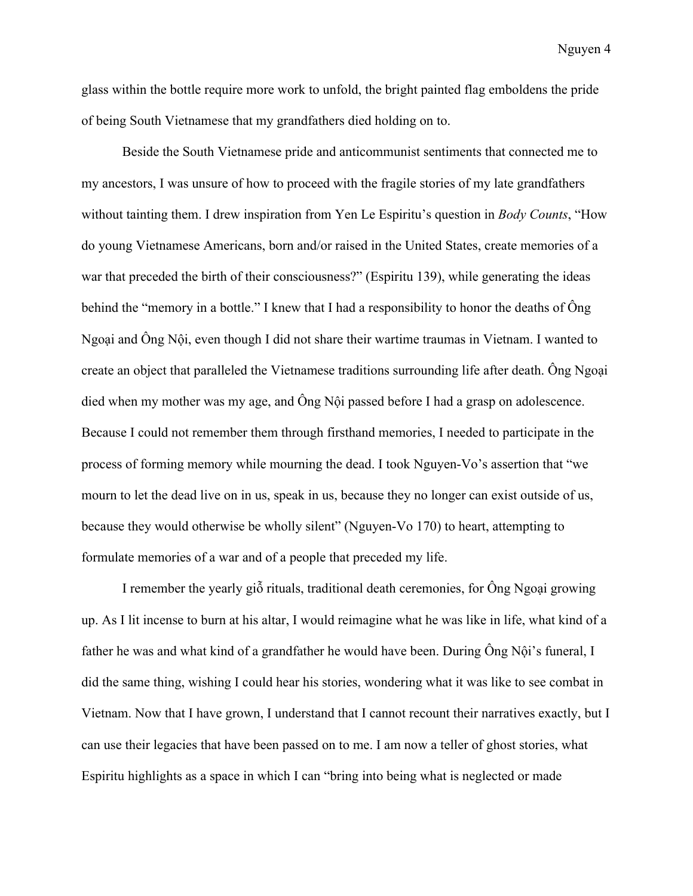glass within the bottle require more work to unfold, the bright painted flag emboldens the pride of being South Vietnamese that my grandfathers died holding on to.

Beside the South Vietnamese pride and anticommunist sentiments that connected me to my ancestors, I was unsure of how to proceed with the fragile stories of my late grandfathers without tainting them. I drew inspiration from Yen Le Espiritu's question in *Body Counts*, "How do young Vietnamese Americans, born and/or raised in the United States, create memories of a war that preceded the birth of their consciousness?" (Espiritu 139), while generating the ideas behind the "memory in a bottle." I knew that I had a responsibility to honor the deaths of Ông Ngoại and Ông Nội, even though I did not share their wartime traumas in Vietnam. I wanted to create an object that paralleled the Vietnamese traditions surrounding life after death. Ông Ngoại died when my mother was my age, and Ông Nội passed before I had a grasp on adolescence. Because I could not remember them through firsthand memories, I needed to participate in the process of forming memory while mourning the dead. I took Nguyen-Vo's assertion that "we mourn to let the dead live on in us, speak in us, because they no longer can exist outside of us, because they would otherwise be wholly silent" (Nguyen-Vo 170) to heart, attempting to formulate memories of a war and of a people that preceded my life.

I remember the yearly giỗ rituals, traditional death ceremonies, for Ông Ngoại growing up. As I lit incense to burn at his altar, I would reimagine what he was like in life, what kind of a father he was and what kind of a grandfather he would have been. During Ông Nội's funeral, I did the same thing, wishing I could hear his stories, wondering what it was like to see combat in Vietnam. Now that I have grown, I understand that I cannot recount their narratives exactly, but I can use their legacies that have been passed on to me. I am now a teller of ghost stories, what Espiritu highlights as a space in which I can "bring into being what is neglected or made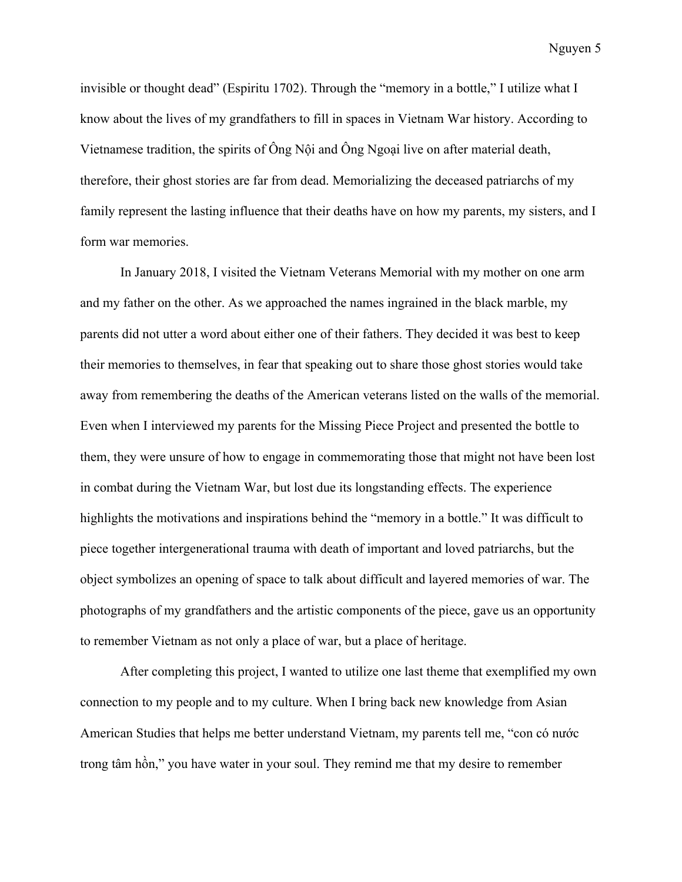invisible or thought dead" (Espiritu 1702). Through the "memory in a bottle," I utilize what I know about the lives of my grandfathers to fill in spaces in Vietnam War history. According to Vietnamese tradition, the spirits of Ông Nội and Ông Ngoại live on after material death, therefore, their ghost stories are far from dead. Memorializing the deceased patriarchs of my family represent the lasting influence that their deaths have on how my parents, my sisters, and I form war memories.

In January 2018, I visited the Vietnam Veterans Memorial with my mother on one arm and my father on the other. As we approached the names ingrained in the black marble, my parents did not utter a word about either one of their fathers. They decided it was best to keep their memories to themselves, in fear that speaking out to share those ghost stories would take away from remembering the deaths of the American veterans listed on the walls of the memorial. Even when I interviewed my parents for the Missing Piece Project and presented the bottle to them, they were unsure of how to engage in commemorating those that might not have been lost in combat during the Vietnam War, but lost due its longstanding effects. The experience highlights the motivations and inspirations behind the "memory in a bottle." It was difficult to piece together intergenerational trauma with death of important and loved patriarchs, but the object symbolizes an opening of space to talk about difficult and layered memories of war. The photographs of my grandfathers and the artistic components of the piece, gave us an opportunity to remember Vietnam as not only a place of war, but a place of heritage.

After completing this project, I wanted to utilize one last theme that exemplified my own connection to my people and to my culture. When I bring back new knowledge from Asian American Studies that helps me better understand Vietnam, my parents tell me, "con có nước trong tâm hồn," you have water in your soul. They remind me that my desire to remember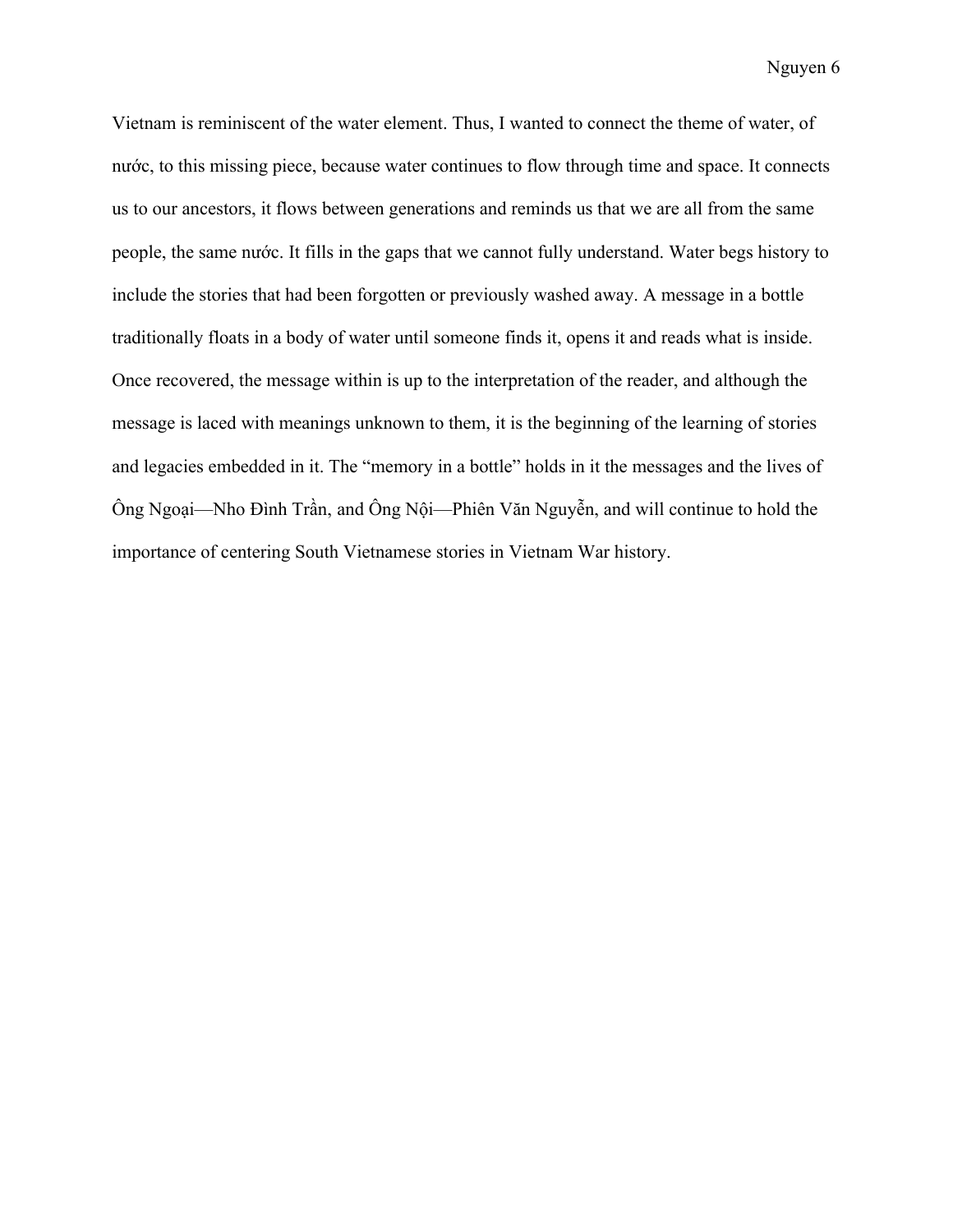Vietnam is reminiscent of the water element. Thus, I wanted to connect the theme of water, of nước, to this missing piece, because water continues to flow through time and space. It connects us to our ancestors, it flows between generations and reminds us that we are all from the same people, the same nước. It fills in the gaps that we cannot fully understand. Water begs history to include the stories that had been forgotten or previously washed away. A message in a bottle traditionally floats in a body of water until someone finds it, opens it and reads what is inside. Once recovered, the message within is up to the interpretation of the reader, and although the message is laced with meanings unknown to them, it is the beginning of the learning of stories and legacies embedded in it. The "memory in a bottle" holds in it the messages and the lives of Ông Ngoại—Nho Đình Trần, and Ông Nội—Phiên Văn Nguyễn, and will continue to hold the importance of centering South Vietnamese stories in Vietnam War history.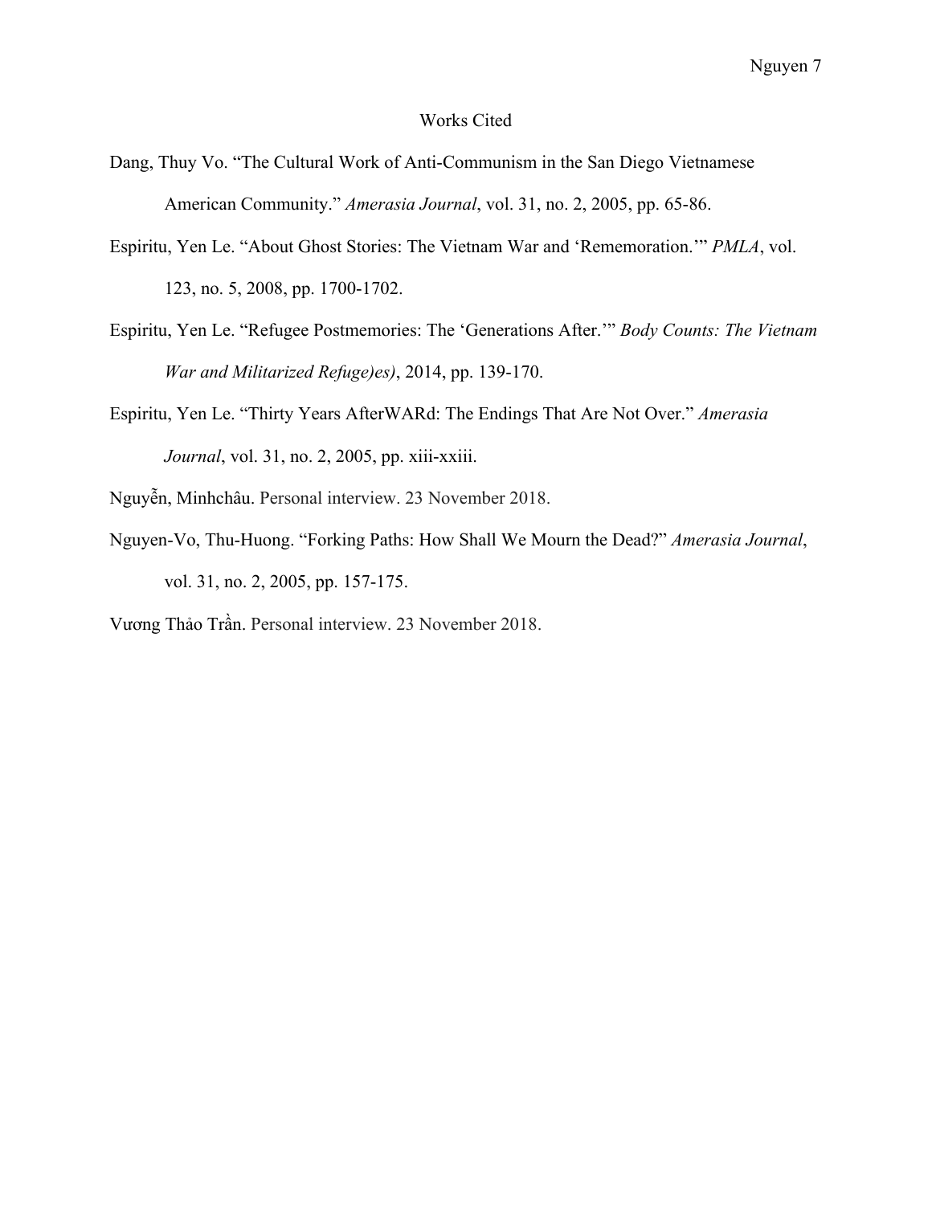# Works Cited

Dang, Thuy Vo. "The Cultural Work of Anti-Communism in the San Diego Vietnamese American Community." *Amerasia Journal*, vol. 31, no. 2, 2005, pp. 65-86.

Espiritu, Yen Le. "About Ghost Stories: The Vietnam War and 'Rememoration.'" *PMLA*, vol. 123, no. 5, 2008, pp. 1700-1702.

Espiritu, Yen Le. "Refugee Postmemories: The 'Generations After.'" *Body Counts: The Vietnam War and Militarized Refuge)es)*, 2014, pp. 139-170.

Espiritu, Yen Le. "Thirty Years AfterWARd: The Endings That Are Not Over." *Amerasia Journal*, vol. 31, no. 2, 2005, pp. xiii-xxiii.

Nguyễn, Minhchâu. Personal interview. 23 November 2018.

Nguyen-Vo, Thu-Huong. "Forking Paths: How Shall We Mourn the Dead?" *Amerasia Journal*, vol. 31, no. 2, 2005, pp. 157-175.

Vương Thảo Trần. Personal interview. 23 November 2018.